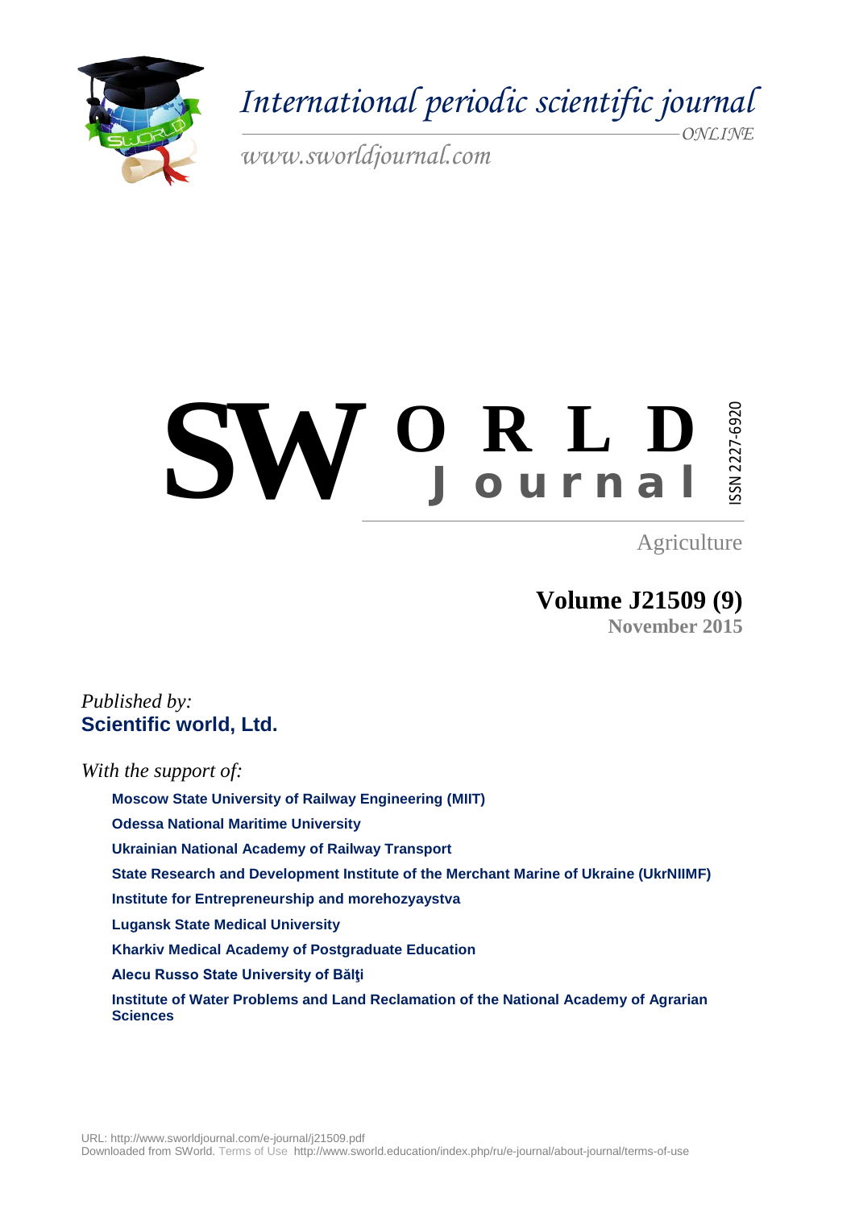*International periodic scientific journal*

*ONLINE*

*www.sworldjournal.com*

# SWORLD Journal

ISSN 2227-6920

Agriculture

## Volume J21509 (9)

**November 2015**

*Published by:*

**Scientific world, Ltd.**

*With the support of:*

- **Moscow State University of Railway Engineering (MIIT)**
- **Odessa National Maritime University**
- **Ukrainian National Academy of Railway Transport**
- **State Research and Development Institute of the Merchant Marine of Ukraine (UkrNIIMF)**
- **Institute for Entrepreneurship and morehozyaystva**
- **Lugansk State Medical University**
- **Kharkiv Medical Academy of Postgraduate Education**
- **Alecu Russo State University of Bălţi**
- **Institute of Water Problems and Land Reclamation of the National Academy of Agrarian Sciences**

URL: http://www.sworldjournal.com/e-journal/j21509.pdf
Downloaded from SWorld. Terms of Use http://www.sworld.education/index.php/ru/e-journal/about-journal/terms-of-use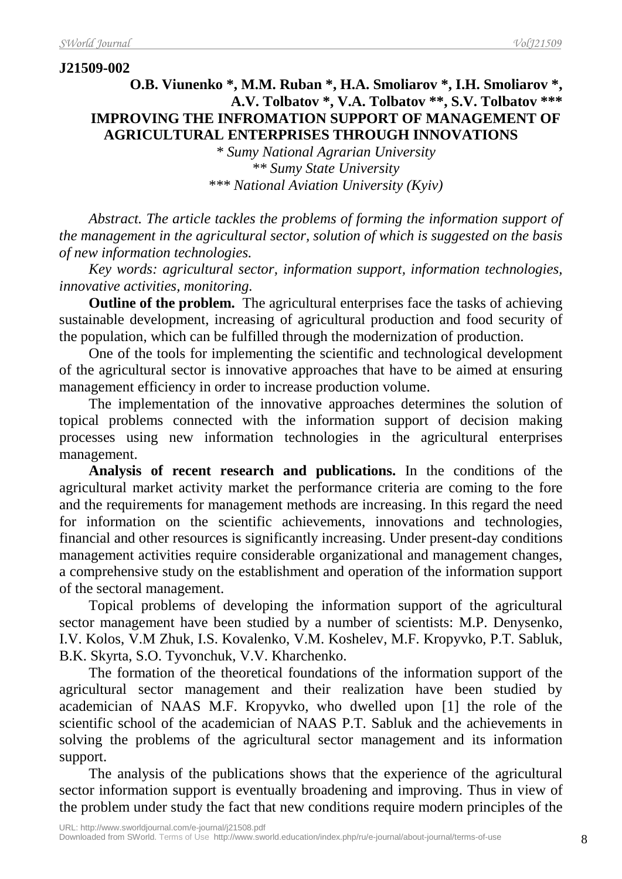**J21509-002**

**O.B. Viunenko \*, M.M. Ruban \*, H.A. Smoliarov \*, I.H. Smoliarov \*, A.V. Tolbatov \*, V.A. Tolbatov \*\*, S.V. Tolbatov \*\*\***

# IMPROVING THE INFROMATION SUPPORT OF MANAGEMENT OF AGRICULTURAL ENTERPRISES THROUGH INNOVATIONS

*\* Sumy National Agrarian University*
*\*\* Sumy State University*
*\*\*\* National Aviation University (Kyiv)*

*Abstract. The article tackles the problems of forming the information support of the management in the agricultural sector, solution of which is suggested on the basis of new information technologies.*

*Key words: agricultural sector, information support, information technologies, innovative activities, monitoring.*

**Outline of the problem.** The agricultural enterprises face the tasks of achieving sustainable development, increasing of agricultural production and food security of the population, which can be fulfilled through the modernization of production.

One of the tools for implementing the scientific and technological development of the agricultural sector is innovative approaches that have to be aimed at ensuring management efficiency in order to increase production volume.

The implementation of the innovative approaches determines the solution of topical problems connected with the information support of decision making processes using new information technologies in the agricultural enterprises management.

**Analysis of recent research and publications.** In the conditions of the agricultural market activity market the performance criteria are coming to the fore and the requirements for management methods are increasing. In this regard the need for information on the scientific achievements, innovations and technologies, financial and other resources is significantly increasing. Under present-day conditions management activities require considerable organizational and management changes, a comprehensive study on the establishment and operation of the information support of the sectoral management.

Topical problems of developing the information support of the agricultural sector management have been studied by a number of scientists: M.P. Denysenko, I.V. Kolos, V.M Zhuk, I.S. Kovalenko, V.M. Koshelev, M.F. Kropyvko, P.T. Sabluk, B.K. Skyrta, S.O. Tyvonchuk, V.V. Kharchenko.

The formation of the theoretical foundations of the information support of the agricultural sector management and their realization have been studied by academician of NAAS M.F. Kropyvko, who dwelled upon [1] the role of the scientific school of the academician of NAAS P.T. Sabluk and the achievements in solving the problems of the agricultural sector management and its information support.

The analysis of the publications shows that the experience of the agricultural sector information support is eventually broadening and improving. Thus in view of the problem under study the fact that new conditions require modern principles of the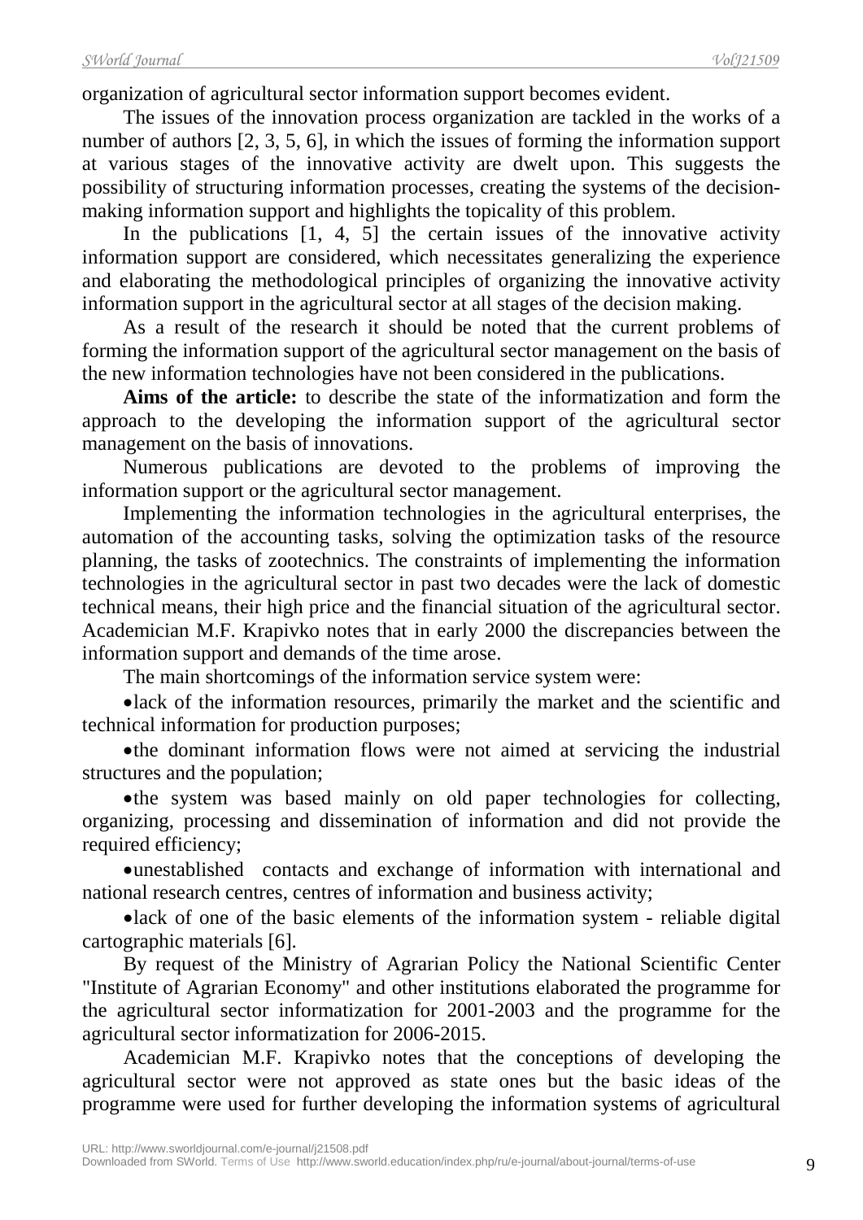organization of agricultural sector information support becomes evident.

The issues of the innovation process organization are tackled in the works of a number of authors [2, 3, 5, 6], in which the issues of forming the information support at various stages of the innovative activity are dwelt upon. This suggests the possibility of structuring information processes, creating the systems of the decision-making information support and highlights the topicality of this problem.

In the publications [1, 4, 5] the certain issues of the innovative activity information support are considered, which necessitates generalizing the experience and elaborating the methodological principles of organizing the innovative activity information support in the agricultural sector at all stages of the decision making.

As a result of the research it should be noted that the current problems of forming the information support of the agricultural sector management on the basis of the new information technologies have not been considered in the publications.

**Aims of the article:** to describe the state of the informatization and form the approach to the developing the information support of the agricultural sector management on the basis of innovations.

Numerous publications are devoted to the problems of improving the information support or the agricultural sector management.

Implementing the information technologies in the agricultural enterprises, the automation of the accounting tasks, solving the optimization tasks of the resource planning, the tasks of zootechnics. The constraints of implementing the information technologies in the agricultural sector in past two decades were the lack of domestic technical means, their high price and the financial situation of the agricultural sector. Academician M.F. Krapivko notes that in early 2000 the discrepancies between the information support and demands of the time arose.

The main shortcomings of the information service system were:

- lack of the information resources, primarily the market and the scientific and technical information for production purposes;
- the dominant information flows were not aimed at servicing the industrial structures and the population;
- the system was based mainly on old paper technologies for collecting, organizing, processing and dissemination of information and did not provide the required efficiency;
- unestablished contacts and exchange of information with international and national research centres, centres of information and business activity;
- lack of one of the basic elements of the information system - reliable digital cartographic materials [6].

By request of the Ministry of Agrarian Policy the National Scientific Center "Institute of Agrarian Economy" and other institutions elaborated the programme for the agricultural sector informatization for 2001-2003 and the programme for the agricultural sector informatization for 2006-2015.

Academician M.F. Krapivko notes that the conceptions of developing the agricultural sector were not approved as state ones but the basic ideas of the programme were used for further developing the information systems of agricultural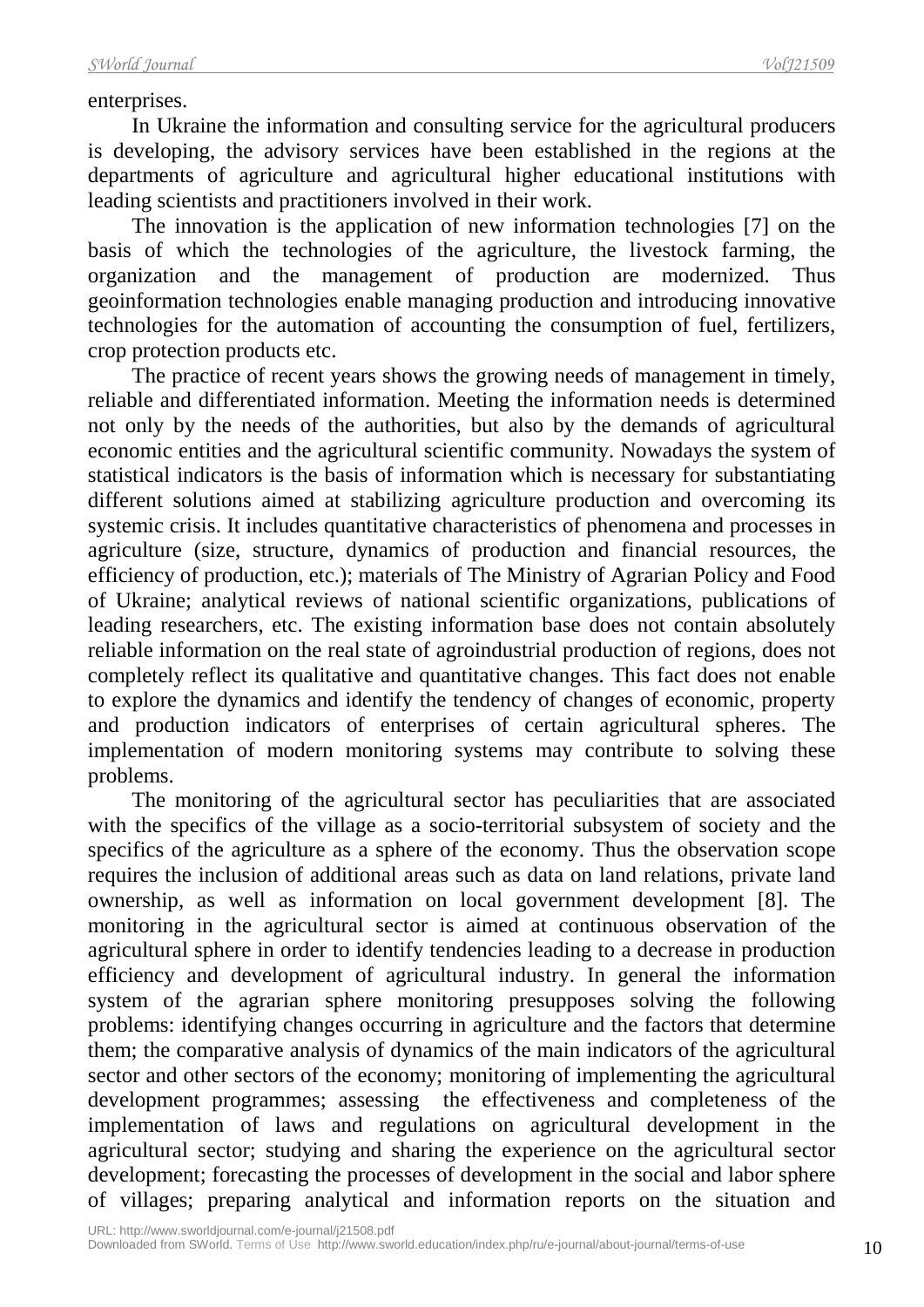enterprises.

In Ukraine the information and consulting service for the agricultural producers is developing, the advisory services have been established in the regions at the departments of agriculture and agricultural higher educational institutions with leading scientists and practitioners involved in their work.

The innovation is the application of new information technologies [7] on the basis of which the technologies of the agriculture, the livestock farming, the organization and the management of production are modernized. Thus geoinformation technologies enable managing production and introducing innovative technologies for the automation of accounting the consumption of fuel, fertilizers, crop protection products etc.

The practice of recent years shows the growing needs of management in timely, reliable and differentiated information. Meeting the information needs is determined not only by the needs of the authorities, but also by the demands of agricultural economic entities and the agricultural scientific community. Nowadays the system of statistical indicators is the basis of information which is necessary for substantiating different solutions aimed at stabilizing agriculture production and overcoming its systemic crisis. It includes quantitative characteristics of phenomena and processes in agriculture (size, structure, dynamics of production and financial resources, the efficiency of production, etc.); materials of The Ministry of Agrarian Policy and Food of Ukraine; analytical reviews of national scientific organizations, publications of leading researchers, etc. The existing information base does not contain absolutely reliable information on the real state of agroindustrial production of regions, does not completely reflect its qualitative and quantitative changes. This fact does not enable to explore the dynamics and identify the tendency of changes of economic, property and production indicators of enterprises of certain agricultural spheres. The implementation of modern monitoring systems may contribute to solving these problems.

The monitoring of the agricultural sector has peculiarities that are associated with the specifics of the village as a socio-territorial subsystem of society and the specifics of the agriculture as a sphere of the economy. Thus the observation scope requires the inclusion of additional areas such as data on land relations, private land ownership, as well as information on local government development [8]. The monitoring in the agricultural sector is aimed at continuous observation of the agricultural sphere in order to identify tendencies leading to a decrease in production efficiency and development of agricultural industry. In general the information system of the agrarian sphere monitoring presupposes solving the following problems: identifying changes occurring in agriculture and the factors that determine them; the comparative analysis of dynamics of the main indicators of the agricultural sector and other sectors of the economy; monitoring of implementing the agricultural development programmes; assessing the effectiveness and completeness of the implementation of laws and regulations on agricultural development in the agricultural sector; studying and sharing the experience on the agricultural sector development; forecasting the processes of development in the social and labor sphere of villages; preparing analytical and information reports on the situation and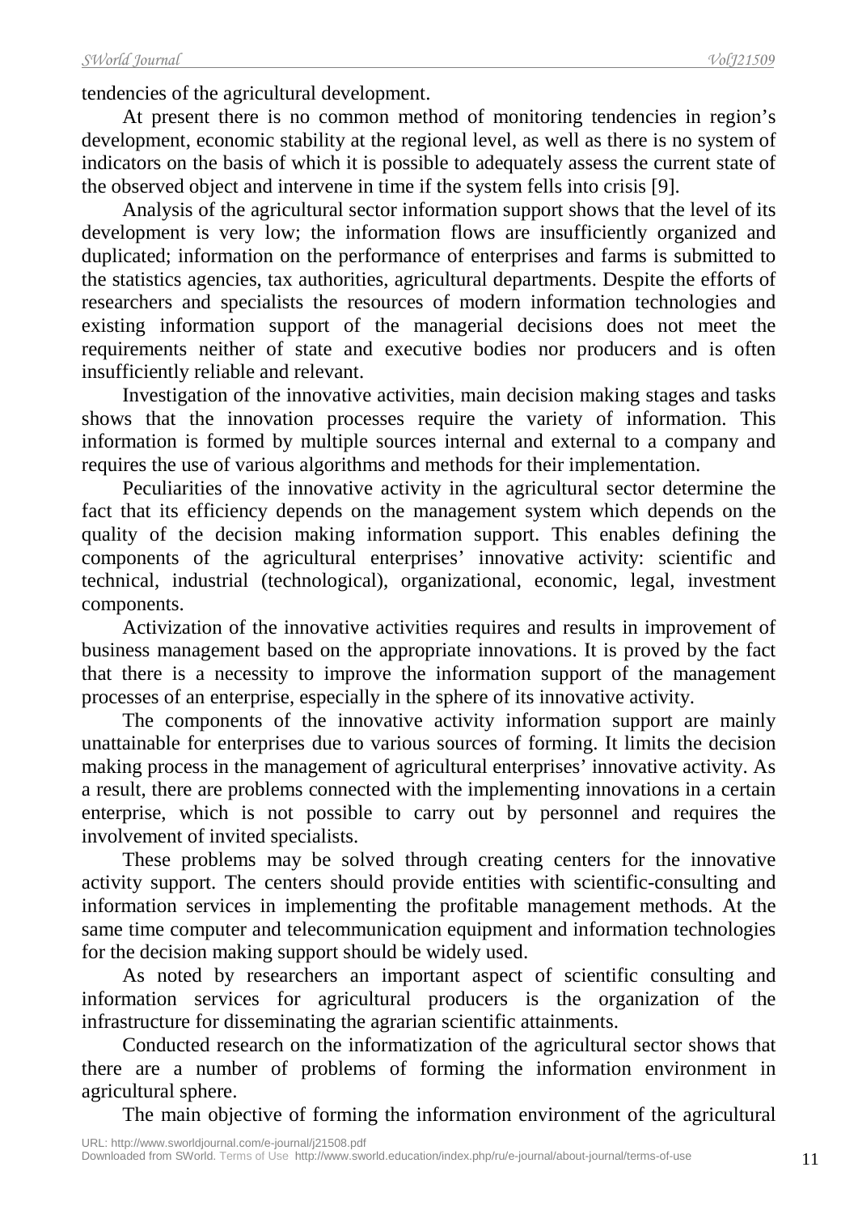tendencies of the agricultural development.

At present there is no common method of monitoring tendencies in region's development, economic stability at the regional level, as well as there is no system of indicators on the basis of which it is possible to adequately assess the current state of the observed object and intervene in time if the system fells into crisis [9].

Analysis of the agricultural sector information support shows that the level of its development is very low; the information flows are insufficiently organized and duplicated; information on the performance of enterprises and farms is submitted to the statistics agencies, tax authorities, agricultural departments. Despite the efforts of researchers and specialists the resources of modern information technologies and existing information support of the managerial decisions does not meet the requirements neither of state and executive bodies nor producers and is often insufficiently reliable and relevant.

Investigation of the innovative activities, main decision making stages and tasks shows that the innovation processes require the variety of information. This information is formed by multiple sources internal and external to a company and requires the use of various algorithms and methods for their implementation.

Peculiarities of the innovative activity in the agricultural sector determine the fact that its efficiency depends on the management system which depends on the quality of the decision making information support. This enables defining the components of the agricultural enterprises' innovative activity: scientific and technical, industrial (technological), organizational, economic, legal, investment components.

Activization of the innovative activities requires and results in improvement of business management based on the appropriate innovations. It is proved by the fact that there is a necessity to improve the information support of the management processes of an enterprise, especially in the sphere of its innovative activity.

The components of the innovative activity information support are mainly unattainable for enterprises due to various sources of forming. It limits the decision making process in the management of agricultural enterprises' innovative activity. As a result, there are problems connected with the implementing innovations in a certain enterprise, which is not possible to carry out by personnel and requires the involvement of invited specialists.

These problems may be solved through creating centers for the innovative activity support. The centers should provide entities with scientific-consulting and information services in implementing the profitable management methods. At the same time computer and telecommunication equipment and information technologies for the decision making support should be widely used.

As noted by researchers an important aspect of scientific consulting and information services for agricultural producers is the organization of the infrastructure for disseminating the agrarian scientific attainments.

Conducted research on the informatization of the agricultural sector shows that there are a number of problems of forming the information environment in agricultural sphere.

The main objective of forming the information environment of the agricultural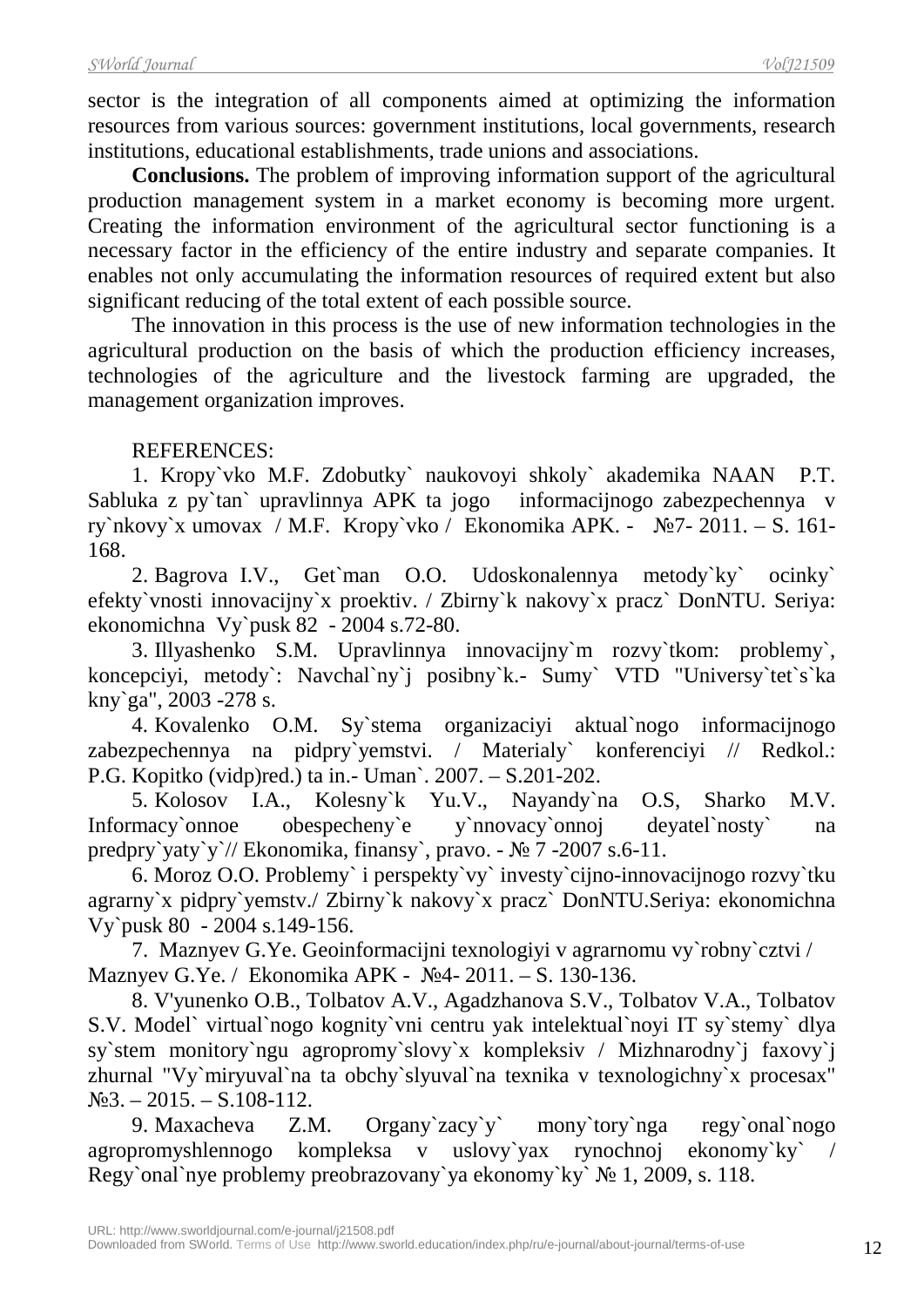sector is the integration of all components aimed at optimizing the information resources from various sources: government institutions, local governments, research institutions, educational establishments, trade unions and associations.

**Conclusions.** The problem of improving information support of the agricultural production management system in a market economy is becoming more urgent. Creating the information environment of the agricultural sector functioning is a necessary factor in the efficiency of the entire industry and separate companies. It enables not only accumulating the information resources of required extent but also significant reducing of the total extent of each possible source.

The innovation in this process is the use of new information technologies in the agricultural production on the basis of which the production efficiency increases, technologies of the agriculture and the livestock farming are upgraded, the management organization improves.

REFERENCES:

1. Kropy`vko M.F. Zdobutky` naukovoyi shkoly` akademika NAAN P.T. Sabluka z py`tan` upravlinnya APK ta jogo informacijnogo zabezpechennya v ry`nkovy`x umovax / M.F. Kropy`vko / Ekonomika APK. - №7- 2011. – S. 161-168.
2. Bagrova I.V., Get`man O.O. Udoskonalennya metody`ky` ocinky` efekty`vnosti innovacijny`x proektiv. / Zbirny`k nakovy`x pracz` DonNTU. Seriya: ekonomichna Vy`pusk 82 - 2004 s.72-80.
3. Illyashenko S.M. Upravlinnya innovacijny`m rozvy`tkom: problemy`, koncepciyi, metody`: Navchal`ny`j posibny`k.- Sumy` VTD "Universy`tet`s`ka kny`ga", 2003 -278 s.
4. Kovalenko O.M. Sy`stema organizaciyi aktual`nogo informacijnogo zabezpechennya na pidpry`yemstvi. / Materialy` konferenciyi // Redkol.: P.G. Kopitko (vidp)red.) ta in.- Uman`. 2007. – S.201-202.
5. Kolosov I.A., Kolesny`k Yu.V., Nayandy`na O.S, Sharko M.V. Informacy`onnoe obespecheny`e y`nnovacy`onnoj deyatel`nosty` na predpry`yaty`y`// Ekonomika, finansy`, pravo. - № 7 -2007 s.6-11.
6. Moroz O.O. Problemy` i perspekty`vy` investy`cijno-innovacijnogo rozvy`tku agrarny`x pidpry`yemstv./ Zbirny`k nakovy`x pracz` DonNTU.Seriya: ekonomichna Vy`pusk 80 - 2004 s.149-156.
7. Maznyev G.Ye. Geoinformacijni texnologiyi v agrarnomu vy`robny`cztvi / Maznyev G.Ye. / Ekonomika APK - №4- 2011. – S. 130-136.
8. V'yunenko O.B., Tolbatov A.V., Agadzhanova S.V., Tolbatov V.A., Tolbatov S.V. Model` virtual`nogo kognity`vni centru yak intelektual`noyi IT sy`stemy` dlya sy`stem monitory`ngu agropromy`slovy`x kompleksiv / Mizhnarodny`j faxovy`j zhurnal "Vy`miryuval`na ta obchy`slyuval`na texnika v texnologichny`x procesax" №3. – 2015. – S.108-112.
9. Maxacheva Z.M. Organy`zacy`y` mony`tory`nga regy`onal`nogo agropromyshlennogo kompleksa v uslovy`yax rynochnoj ekonomy`ky` / Regy`onal`nye problemy preobrazovany`ya ekonomy`ky` № 1, 2009, s. 118.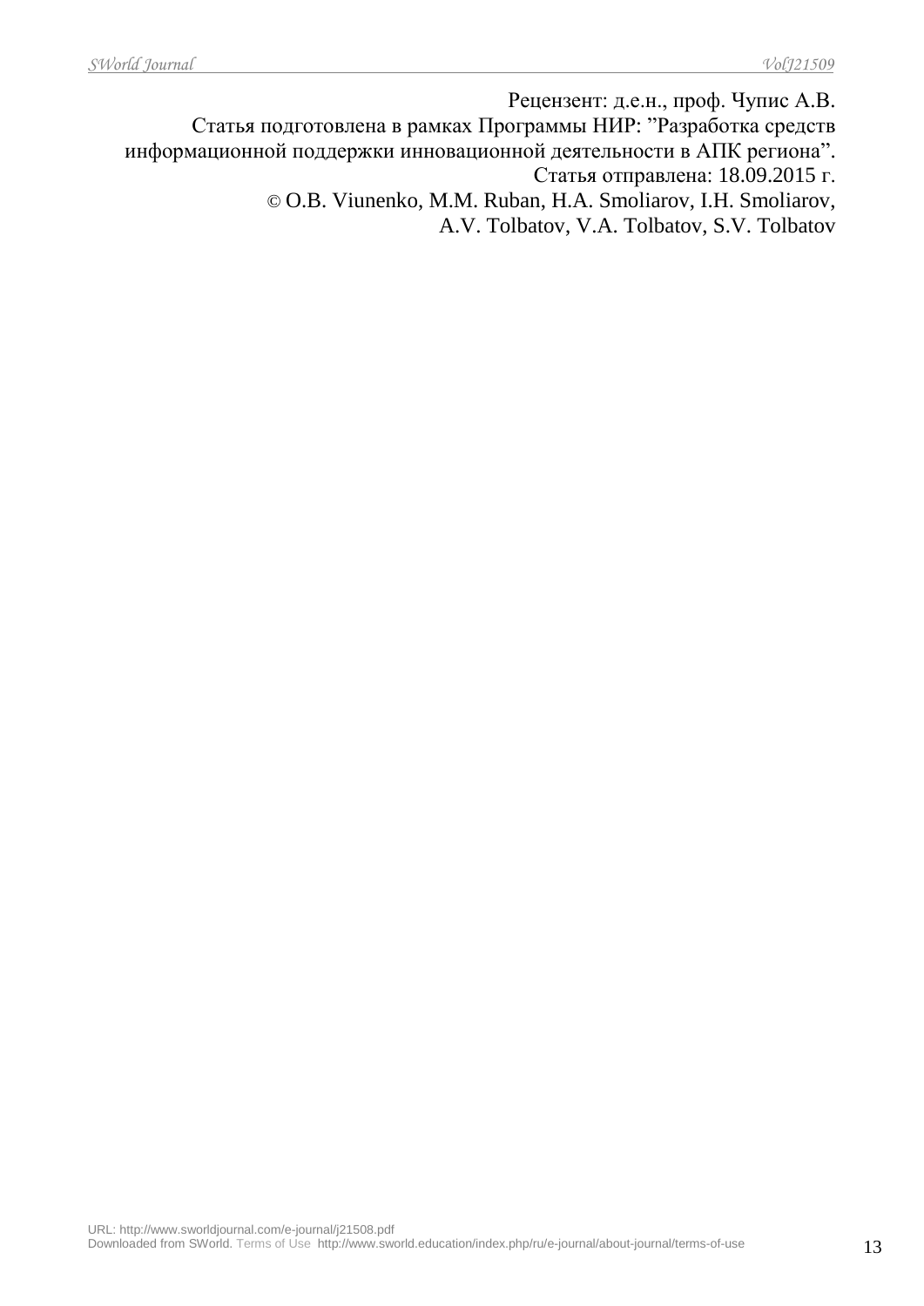Рецензент: д.е.н., проф. Чупис А.В.

Статья подготовлена в рамках Программы НИР: "Разработка средств информационной поддержки инновационной деятельности в АПК региона".

Статья отправлена: 18.09.2015 г.

© O.B. Viunenko, M.M. Ruban, H.A. Smoliarov, I.H. Smoliarov, A.V. Tolbatov, V.A. Tolbatov, S.V. Tolbatov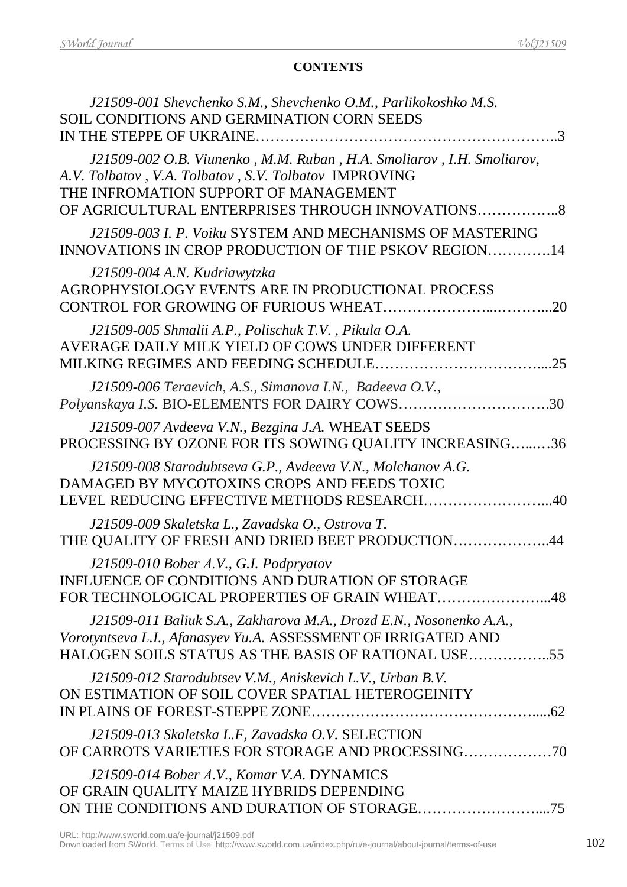**CONTENTS**

*J21509-001 Shevchenko S.M., Shevchenko O.M., Parlikokoshko M.S.* SOIL CONDITIONS AND GERMINATION CORN SEEDS IN THE STEPPE OF UKRAINE…………………………………………………..3

*J21509-002 O.B. Viunenko , M.M. Ruban , H.A. Smoliarov , I.H. Smoliarov, A.V. Tolbatov , V.A. Tolbatov , S.V. Tolbatov* IMPROVING THE INFROMATION SUPPORT OF MANAGEMENT OF AGRICULTURAL ENTERPRISES THROUGH INNOVATIONS……………..8

*J21509-003 I. P. Voiku* SYSTEM AND MECHANISMS OF MASTERING INNOVATIONS IN CROP PRODUCTION OF THE PSKOV REGION………….14

*J21509-004 A.N. Kudriawytzka* AGROPHYSIOLOGY EVENTS ARE IN PRODUCTIONAL PROCESS CONTROL FOR GROWING OF FURIOUS WHEAT………………...………...20

*J21509-005 Shmalii A.P., Polischuk T.V. , Pikula O.A.* AVERAGE DAILY MILK YIELD OF COWS UNDER DIFFERENT MILKING REGIMES AND FEEDING SCHEDULE……………………………....25

*J21509-006 Teraevich, A.S., Simanova I.N., Badeeva O.V., Polyanskaya I.S.* BIO-ELEMENTS FOR DAIRY COWS………………………….30

*J21509-007 Avdeeva V.N., Bezgina J.A.* WHEAT SEEDS PROCESSING BY OZONE FOR ITS SOWING QUALITY INCREASING…...…36

*J21509-008 Starodubtseva G.P., Avdeeva V.N., Molchanov A.G.* DAMAGED BY MYCOTOXINS CROPS AND FEEDS TOXIC LEVEL REDUCING EFFECTIVE METHODS RESEARCH……………………...40

*J21509-009 Skaletska L., Zavadska O., Ostrova T.* THE QUALITY OF FRESH AND DRIED BEET PRODUCTION………………..44

*J21509-010 Bober A.V., G.I. Podpryatov* INFLUENCE OF CONDITIONS AND DURATION OF STORAGE FOR TECHNOLOGICAL PROPERTIES OF GRAIN WHEAT…………………...48

*J21509-011 Baliuk S.A., Zakharova M.A., Drozd E.N., Nosonenko A.A., Vorotyntseva L.I., Afanasyev Yu.A.* ASSESSMENT OF IRRIGATED AND HALOGEN SOILS STATUS AS THE BASIS OF RATIONAL USE……………..55

*J21509-012 Starodubtsev V.M., Aniskevich L.V., Urban B.V.* ON ESTIMATION OF SOIL COVER SPATIAL HETEROGEINITY IN PLAINS OF FOREST-STEPPE ZONE……………………………………….....62

*J21509-013 Skaletska L.F, Zavadska O.V.* SELECTION OF CARROTS VARIETIES FOR STORAGE AND PROCESSING………………70

*J21509-014 Bober A.V., Komar V.A.* DYNAMICS OF GRAIN QUALITY MAIZE HYBRIDS DEPENDING ON THE CONDITIONS AND DURATION OF STORAGE……………………....75